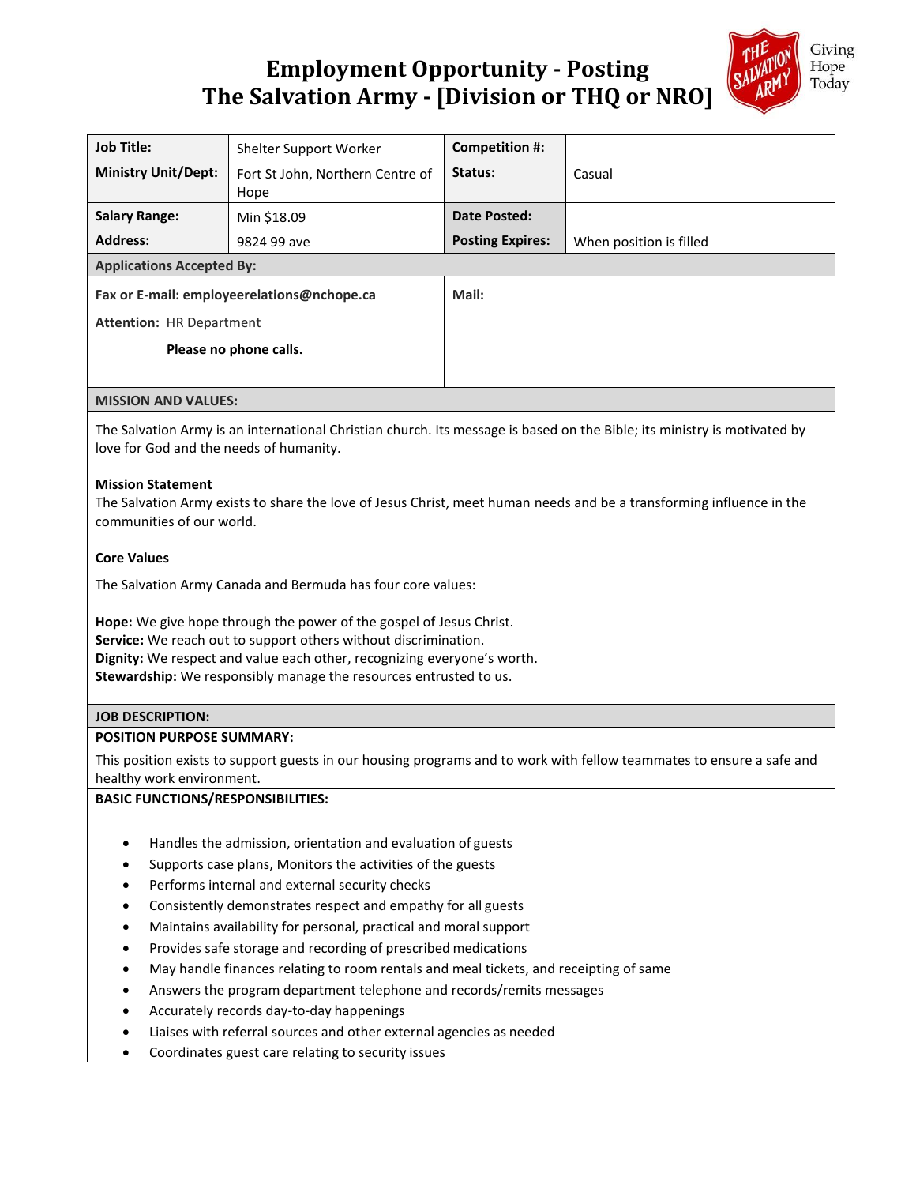# Employment Opportunity - Posting
# The Salvation Army - [Division or THQ or NRO]

Giving Hope Today

| **Job Title:** | Shelter Support Worker | **Competition #:** | |
|---|---|---|---|
| **Ministry Unit/Dept:** | Fort St John, Northern Centre of Hope | **Status:** | Casual |
| **Salary Range:** | Min $18.09 | **Date Posted:** | |
| **Address:** | 9824 99 ave | **Posting Expires:** | When position is filled |

**Applications Accepted By:**

| | |
|---|---|
| **Fax or E-mail: employeerelations@nchope.ca**<br><br>**Attention:** HR Department<br><br>**Please no phone calls.** | **Mail:** |

**MISSION AND VALUES:**

The Salvation Army is an international Christian church. Its message is based on the Bible; its ministry is motivated by love for God and the needs of humanity.

**Mission Statement**
The Salvation Army exists to share the love of Jesus Christ, meet human needs and be a transforming influence in the communities of our world.

**Core Values**

The Salvation Army Canada and Bermuda has four core values:

**Hope:** We give hope through the power of the gospel of Jesus Christ.
**Service:** We reach out to support others without discrimination.
**Dignity:** We respect and value each other, recognizing everyone's worth.
**Stewardship:** We responsibly manage the resources entrusted to us.

**JOB DESCRIPTION:**

**POSITION PURPOSE SUMMARY:**

This position exists to support guests in our housing programs and to work with fellow teammates to ensure a safe and healthy work environment.

**BASIC FUNCTIONS/RESPONSIBILITIES:**

- Handles the admission, orientation and evaluation of guests
- Supports case plans, Monitors the activities of the guests
- Performs internal and external security checks
- Consistently demonstrates respect and empathy for all guests
- Maintains availability for personal, practical and moral support
- Provides safe storage and recording of prescribed medications
- May handle finances relating to room rentals and meal tickets, and receipting of same
- Answers the program department telephone and records/remits messages
- Accurately records day-to-day happenings
- Liaises with referral sources and other external agencies as needed
- Coordinates guest care relating to security issues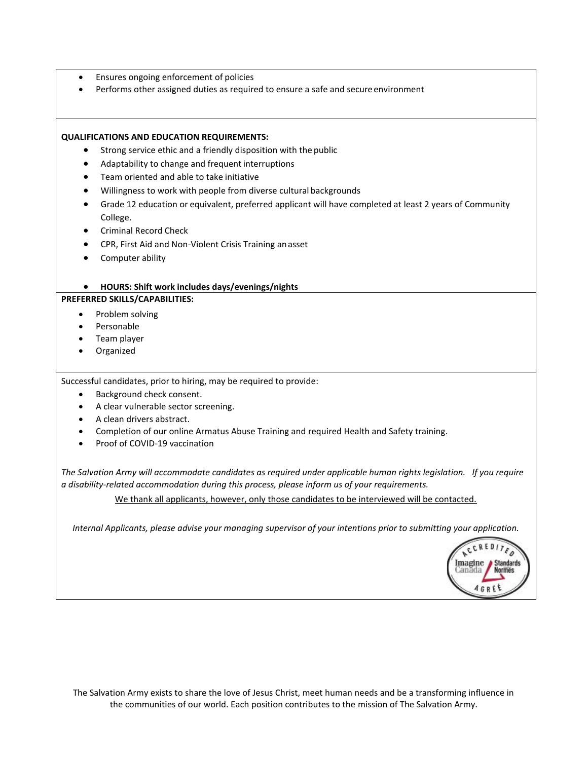- Ensures ongoing enforcement of policies
- Performs other assigned duties as required to ensure a safe and secure environment

**QUALIFICATIONS AND EDUCATION REQUIREMENTS:**

- Strong service ethic and a friendly disposition with the public
- Adaptability to change and frequent interruptions
- Team oriented and able to take initiative
- Willingness to work with people from diverse cultural backgrounds
- Grade 12 education or equivalent, preferred applicant will have completed at least 2 years of Community College.
- Criminal Record Check
- CPR, First Aid and Non-Violent Crisis Training an asset
- Computer ability

- **HOURS: Shift work includes days/evenings/nights**

**PREFERRED SKILLS/CAPABILITIES:**

- Problem solving
- Personable
- Team player
- Organized

Successful candidates, prior to hiring, may be required to provide:

- Background check consent.
- A clear vulnerable sector screening.
- A clean drivers abstract.
- Completion of our online Armatus Abuse Training and required Health and Safety training.
- Proof of COVID-19 vaccination

*The Salvation Army will accommodate candidates as required under applicable human rights legislation. If you require a disability-related accommodation during this process, please inform us of your requirements.*

We thank all applicants, however, only those candidates to be interviewed will be contacted.

*Internal Applicants, please advise your managing supervisor of your intentions prior to submitting your application.*

ACCREDITED Imagine Canada Standards Normes AGRÉÉ

The Salvation Army exists to share the love of Jesus Christ, meet human needs and be a transforming influence in the communities of our world. Each position contributes to the mission of The Salvation Army.